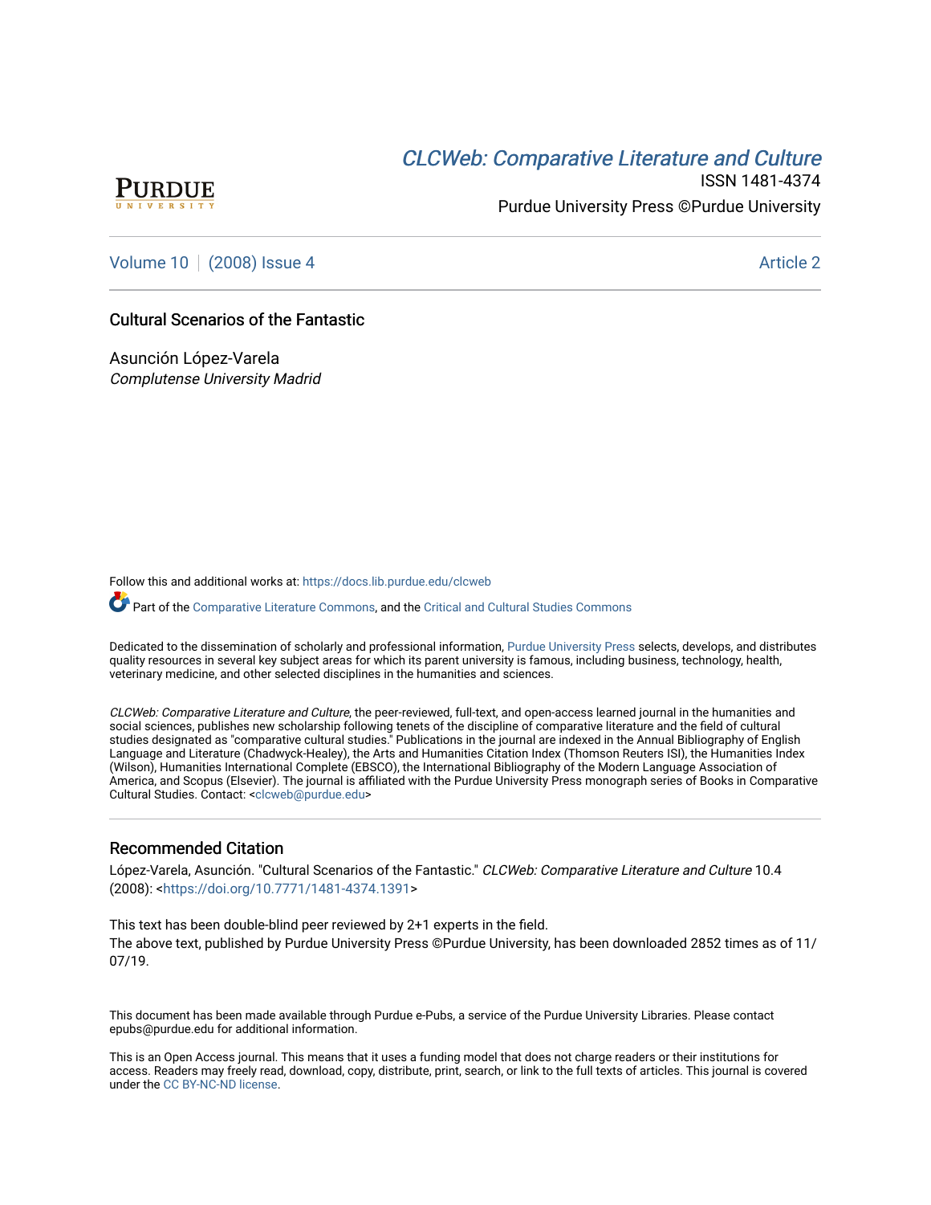Purdue University

# *CLCWeb: Comparative Literature and Culture*

ISSN 1481-4374

Purdue University Press ©Purdue University

Volume 10 | (2008) Issue 4 Article 2

## Cultural Scenarios of the Fantastic

Asunción López-Varela
*Complutense University Madrid*

Follow this and additional works at: https://docs.lib.purdue.edu/clcweb

Part of the Comparative Literature Commons, and the Critical and Cultural Studies Commons

Dedicated to the dissemination of scholarly and professional information, Purdue University Press selects, develops, and distributes quality resources in several key subject areas for which its parent university is famous, including business, technology, health, veterinary medicine, and other selected disciplines in the humanities and sciences.

*CLCWeb: Comparative Literature and Culture*, the peer-reviewed, full-text, and open-access learned journal in the humanities and social sciences, publishes new scholarship following tenets of the discipline of comparative literature and the field of cultural studies designated as "comparative cultural studies." Publications in the journal are indexed in the Annual Bibliography of English Language and Literature (Chadwyck-Healey), the Arts and Humanities Citation Index (Thomson Reuters ISI), the Humanities Index (Wilson), Humanities International Complete (EBSCO), the International Bibliography of the Modern Language Association of America, and Scopus (Elsevier). The journal is affiliated with the Purdue University Press monograph series of Books in Comparative Cultural Studies. Contact: <clcweb@purdue.edu>

### Recommended Citation

López-Varela, Asunción. "Cultural Scenarios of the Fantastic." *CLCWeb: Comparative Literature and Culture* 10.4 (2008): <https://doi.org/10.7771/1481-4374.1391>

This text has been double-blind peer reviewed by 2+1 experts in the field.
The above text, published by Purdue University Press ©Purdue University, has been downloaded 2852 times as of 11/07/19.

This document has been made available through Purdue e-Pubs, a service of the Purdue University Libraries. Please contact epubs@purdue.edu for additional information.

This is an Open Access journal. This means that it uses a funding model that does not charge readers or their institutions for access. Readers may freely read, download, copy, distribute, print, search, or link to the full texts of articles. This journal is covered under the CC BY-NC-ND license.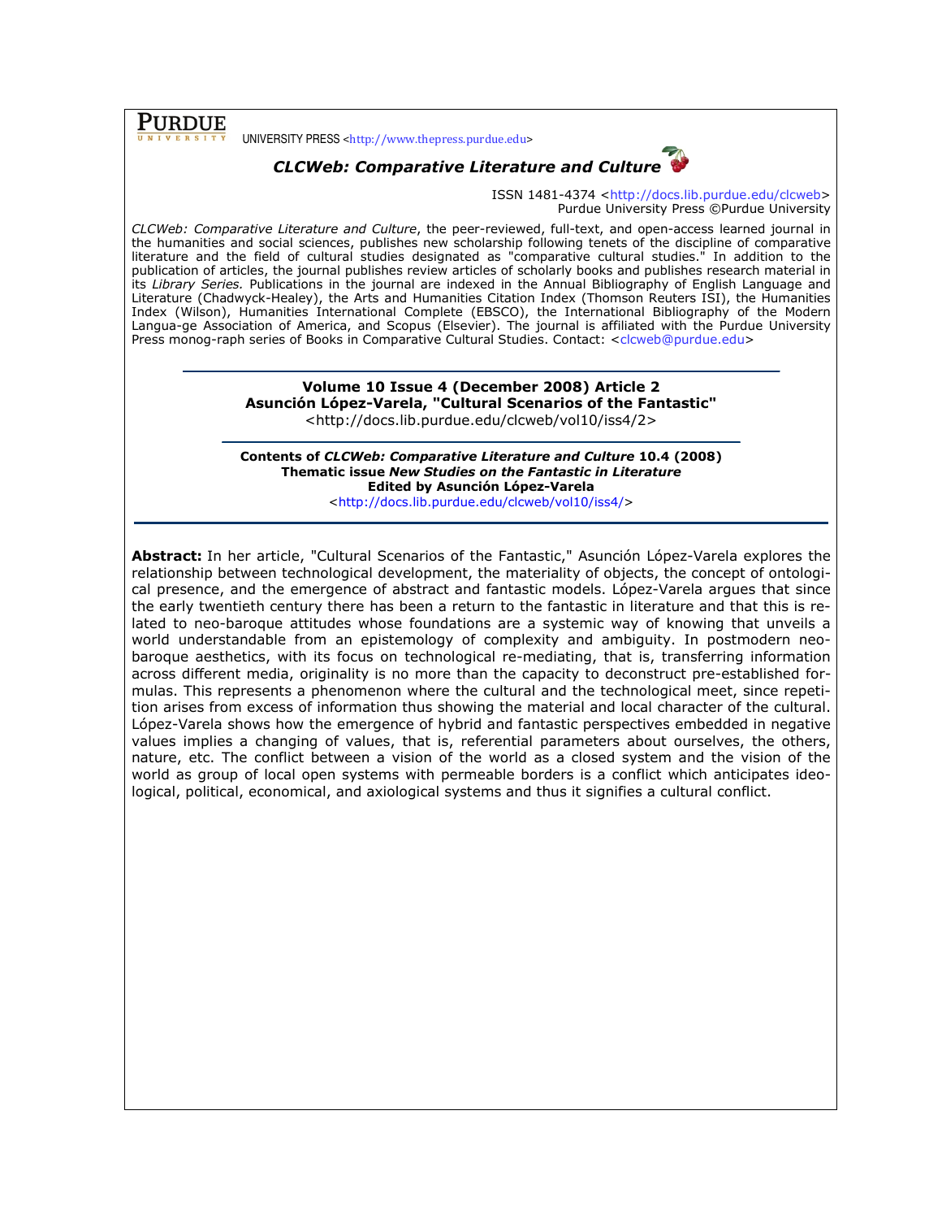PURDUE UNIVERSITY PRESS <http://www.thepress.purdue.edu>

***CLCWeb: Comparative Literature and Culture***

ISSN 1481-4374 <http://docs.lib.purdue.edu/clcweb>
Purdue University Press ©Purdue University

*CLCWeb: Comparative Literature and Culture*, the peer-reviewed, full-text, and open-access learned journal in the humanities and social sciences, publishes new scholarship following tenets of the discipline of comparative literature and the field of cultural studies designated as "comparative cultural studies." In addition to the publication of articles, the journal publishes review articles of scholarly books and publishes research material in its *Library Series.* Publications in the journal are indexed in the Annual Bibliography of English Language and Literature (Chadwyck-Healey), the Arts and Humanities Citation Index (Thomson Reuters ISI), the Humanities Index (Wilson), Humanities International Complete (EBSCO), the International Bibliography of the Modern Langua-ge Association of America, and Scopus (Elsevier). The journal is affiliated with the Purdue University Press monog-raph series of Books in Comparative Cultural Studies. Contact: <clcweb@purdue.edu>

---

**Volume 10 Issue 4 (December 2008) Article 2**
**Asunción López-Varela, "Cultural Scenarios of the Fantastic"**
<http://docs.lib.purdue.edu/clcweb/vol10/iss4/2>

---

**Contents of *CLCWeb: Comparative Literature and Culture* 10.4 (2008)**
**Thematic issue *New Studies on the Fantastic in Literature***
**Edited by Asunción López-Varela**
<http://docs.lib.purdue.edu/clcweb/vol10/iss4/>

---

**Abstract:** In her article, "Cultural Scenarios of the Fantastic," Asunción López-Varela explores the relationship between technological development, the materiality of objects, the concept of ontological presence, and the emergence of abstract and fantastic models. López-Varela argues that since the early twentieth century there has been a return to the fantastic in literature and that this is related to neo-baroque attitudes whose foundations are a systemic way of knowing that unveils a world understandable from an epistemology of complexity and ambiguity. In postmodern neo-baroque aesthetics, with its focus on technological re-mediating, that is, transferring information across different media, originality is no more than the capacity to deconstruct pre-established formulas. This represents a phenomenon where the cultural and the technological meet, since repetition arises from excess of information thus showing the material and local character of the cultural. López-Varela shows how the emergence of hybrid and fantastic perspectives embedded in negative values implies a changing of values, that is, referential parameters about ourselves, the others, nature, etc. The conflict between a vision of the world as a closed system and the vision of the world as group of local open systems with permeable borders is a conflict which anticipates ideological, political, economical, and axiological systems and thus it signifies a cultural conflict.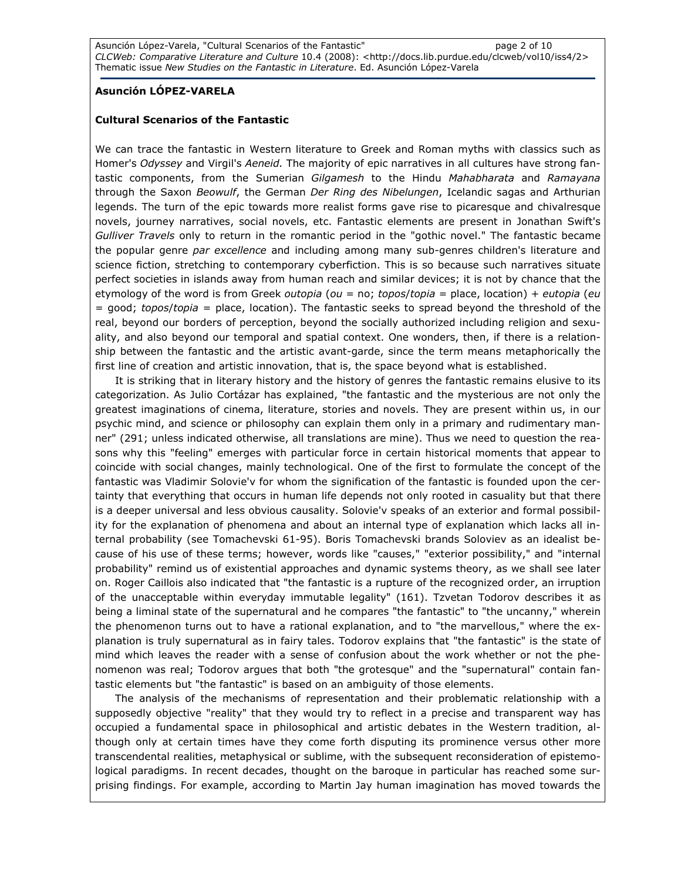**Asunción LÓPEZ-VARELA**

**Cultural Scenarios of the Fantastic**

We can trace the fantastic in Western literature to Greek and Roman myths with classics such as Homer's *Odyssey* and Virgil's *Aeneid.* The majority of epic narratives in all cultures have strong fantastic components, from the Sumerian *Gilgamesh* to the Hindu *Mahabharata* and *Ramayana* through the Saxon *Beowulf*, the German *Der Ring des Nibelungen*, Icelandic sagas and Arthurian legends. The turn of the epic towards more realist forms gave rise to picaresque and chivalresque novels, journey narratives, social novels, etc. Fantastic elements are present in Jonathan Swift's *Gulliver Travels* only to return in the romantic period in the "gothic novel." The fantastic became the popular genre *par excellence* and including among many sub-genres children's literature and science fiction, stretching to contemporary cyberfiction. This is so because such narratives situate perfect societies in islands away from human reach and similar devices; it is not by chance that the etymology of the word is from Greek *outopia* (*ou* = no; *topos*/*topia* = place, location) + *eutopia* (*eu* = good; *topos*/*topia* = place, location). The fantastic seeks to spread beyond the threshold of the real, beyond our borders of perception, beyond the socially authorized including religion and sexuality, and also beyond our temporal and spatial context. One wonders, then, if there is a relationship between the fantastic and the artistic avant-garde, since the term means metaphorically the first line of creation and artistic innovation, that is, the space beyond what is established.

It is striking that in literary history and the history of genres the fantastic remains elusive to its categorization. As Julio Cortázar has explained, "the fantastic and the mysterious are not only the greatest imaginations of cinema, literature, stories and novels. They are present within us, in our psychic mind, and science or philosophy can explain them only in a primary and rudimentary manner" (291; unless indicated otherwise, all translations are mine). Thus we need to question the reasons why this "feeling" emerges with particular force in certain historical moments that appear to coincide with social changes, mainly technological. One of the first to formulate the concept of the fantastic was Vladimir Solovie'v for whom the signification of the fantastic is founded upon the certainty that everything that occurs in human life depends not only rooted in casuality but that there is a deeper universal and less obvious causality. Solovie'v speaks of an exterior and formal possibility for the explanation of phenomena and about an internal type of explanation which lacks all internal probability (see Tomachevski 61-95). Boris Tomachevski brands Soloviev as an idealist because of his use of these terms; however, words like "causes," "exterior possibility," and "internal probability" remind us of existential approaches and dynamic systems theory, as we shall see later on. Roger Caillois also indicated that "the fantastic is a rupture of the recognized order, an irruption of the unacceptable within everyday immutable legality" (161). Tzvetan Todorov describes it as being a liminal state of the supernatural and he compares "the fantastic" to "the uncanny," wherein the phenomenon turns out to have a rational explanation, and to "the marvellous," where the explanation is truly supernatural as in fairy tales. Todorov explains that "the fantastic" is the state of mind which leaves the reader with a sense of confusion about the work whether or not the phenomenon was real; Todorov argues that both "the grotesque" and the "supernatural" contain fantastic elements but "the fantastic" is based on an ambiguity of those elements.

The analysis of the mechanisms of representation and their problematic relationship with a supposedly objective "reality" that they would try to reflect in a precise and transparent way has occupied a fundamental space in philosophical and artistic debates in the Western tradition, although only at certain times have they come forth disputing its prominence versus other more transcendental realities, metaphysical or sublime, with the subsequent reconsideration of epistemological paradigms. In recent decades, thought on the baroque in particular has reached some surprising findings. For example, according to Martin Jay human imagination has moved towards the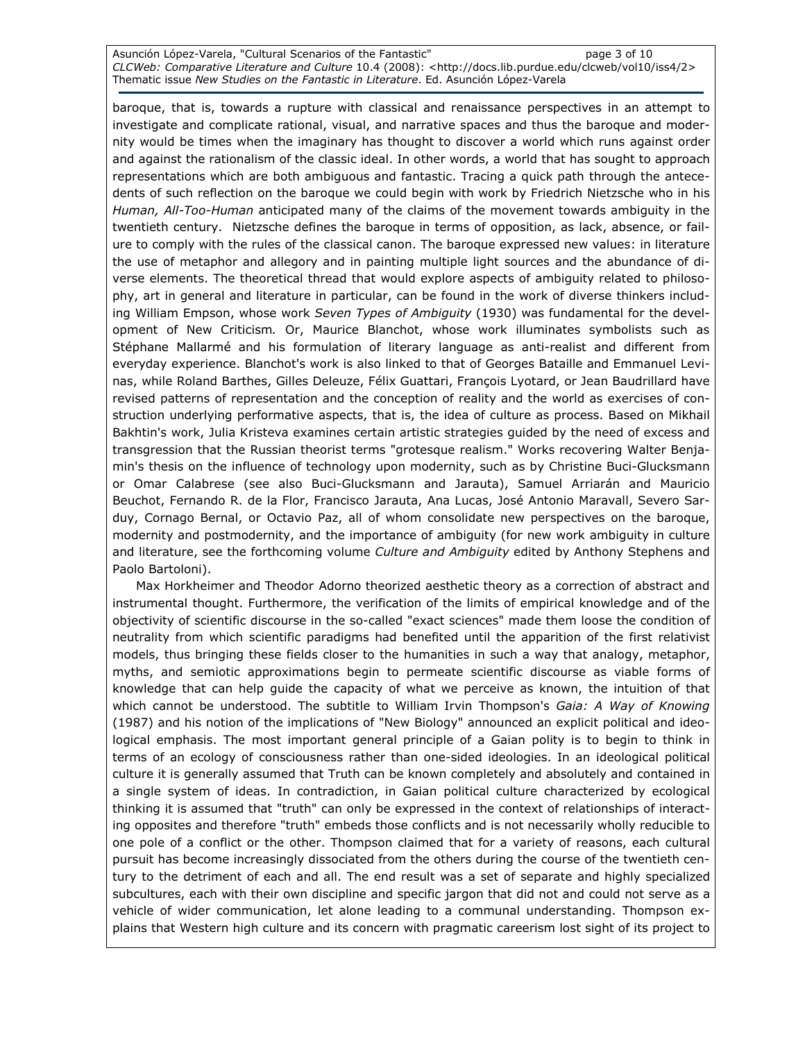baroque, that is, towards a rupture with classical and renaissance perspectives in an attempt to investigate and complicate rational, visual, and narrative spaces and thus the baroque and modernity would be times when the imaginary has thought to discover a world which runs against order and against the rationalism of the classic ideal. In other words, a world that has sought to approach representations which are both ambiguous and fantastic. Tracing a quick path through the antecedents of such reflection on the baroque we could begin with work by Friedrich Nietzsche who in his *Human, All-Too-Human* anticipated many of the claims of the movement towards ambiguity in the twentieth century. Nietzsche defines the baroque in terms of opposition, as lack, absence, or failure to comply with the rules of the classical canon. The baroque expressed new values: in literature the use of metaphor and allegory and in painting multiple light sources and the abundance of diverse elements. The theoretical thread that would explore aspects of ambiguity related to philosophy, art in general and literature in particular, can be found in the work of diverse thinkers including William Empson, whose work *Seven Types of Ambiguity* (1930) was fundamental for the development of New Criticism. Or, Maurice Blanchot, whose work illuminates symbolists such as Stéphane Mallarmé and his formulation of literary language as anti-realist and different from everyday experience. Blanchot's work is also linked to that of Georges Bataille and Emmanuel Levinas, while Roland Barthes, Gilles Deleuze, Félix Guattari, François Lyotard, or Jean Baudrillard have revised patterns of representation and the conception of reality and the world as exercises of construction underlying performative aspects, that is, the idea of culture as process. Based on Mikhail Bakhtin's work, Julia Kristeva examines certain artistic strategies guided by the need of excess and transgression that the Russian theorist terms "grotesque realism." Works recovering Walter Benjamin's thesis on the influence of technology upon modernity, such as by Christine Buci-Glucksmann or Omar Calabrese (see also Buci-Glucksmann and Jarauta), Samuel Arriarán and Mauricio Beuchot, Fernando R. de la Flor, Francisco Jarauta, Ana Lucas, José Antonio Maravall, Severo Sarduy, Cornago Bernal, or Octavio Paz, all of whom consolidate new perspectives on the baroque, modernity and postmodernity, and the importance of ambiguity (for new work ambiguity in culture and literature, see the forthcoming volume *Culture and Ambiguity* edited by Anthony Stephens and Paolo Bartoloni).

Max Horkheimer and Theodor Adorno theorized aesthetic theory as a correction of abstract and instrumental thought. Furthermore, the verification of the limits of empirical knowledge and of the objectivity of scientific discourse in the so-called "exact sciences" made them loose the condition of neutrality from which scientific paradigms had benefited until the apparition of the first relativist models, thus bringing these fields closer to the humanities in such a way that analogy, metaphor, myths, and semiotic approximations begin to permeate scientific discourse as viable forms of knowledge that can help guide the capacity of what we perceive as known, the intuition of that which cannot be understood. The subtitle to William Irvin Thompson's *Gaia: A Way of Knowing* (1987) and his notion of the implications of "New Biology" announced an explicit political and ideological emphasis. The most important general principle of a Gaian polity is to begin to think in terms of an ecology of consciousness rather than one-sided ideologies. In an ideological political culture it is generally assumed that Truth can be known completely and absolutely and contained in a single system of ideas. In contradiction, in Gaian political culture characterized by ecological thinking it is assumed that "truth" can only be expressed in the context of relationships of interacting opposites and therefore "truth" embeds those conflicts and is not necessarily wholly reducible to one pole of a conflict or the other. Thompson claimed that for a variety of reasons, each cultural pursuit has become increasingly dissociated from the others during the course of the twentieth century to the detriment of each and all. The end result was a set of separate and highly specialized subcultures, each with their own discipline and specific jargon that did not and could not serve as a vehicle of wider communication, let alone leading to a communal understanding. Thompson explains that Western high culture and its concern with pragmatic careerism lost sight of its project to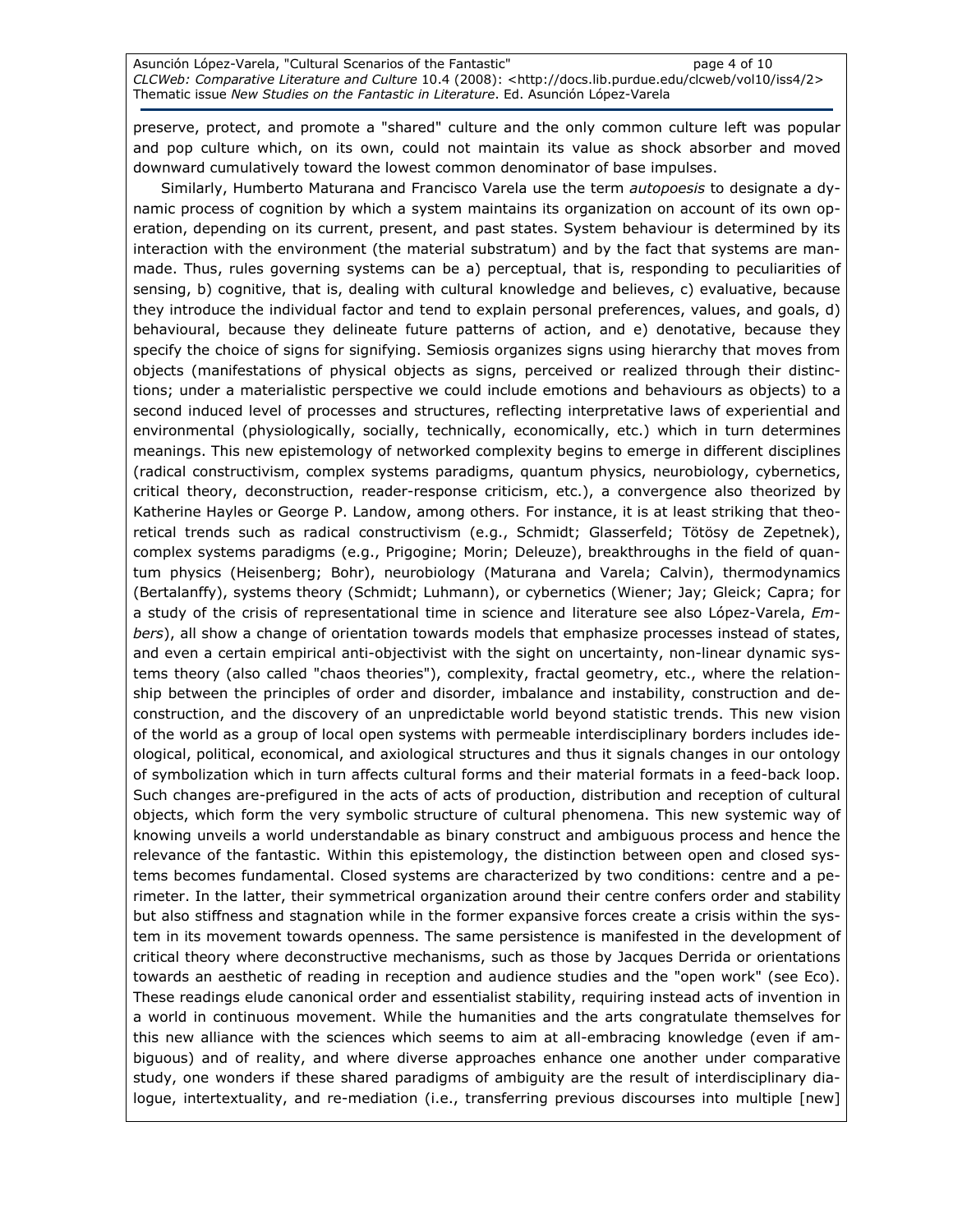preserve, protect, and promote a "shared" culture and the only common culture left was popular and pop culture which, on its own, could not maintain its value as shock absorber and moved downward cumulatively toward the lowest common denominator of base impulses.

Similarly, Humberto Maturana and Francisco Varela use the term *autopoesis* to designate a dynamic process of cognition by which a system maintains its organization on account of its own operation, depending on its current, present, and past states. System behaviour is determined by its interaction with the environment (the material substratum) and by the fact that systems are man-made. Thus, rules governing systems can be a) perceptual, that is, responding to peculiarities of sensing, b) cognitive, that is, dealing with cultural knowledge and believes, c) evaluative, because they introduce the individual factor and tend to explain personal preferences, values, and goals, d) behavioural, because they delineate future patterns of action, and e) denotative, because they specify the choice of signs for signifying. Semiosis organizes signs using hierarchy that moves from objects (manifestations of physical objects as signs, perceived or realized through their distinctions; under a materialistic perspective we could include emotions and behaviours as objects) to a second induced level of processes and structures, reflecting interpretative laws of experiential and environmental (physiologically, socially, technically, economically, etc.) which in turn determines meanings. This new epistemology of networked complexity begins to emerge in different disciplines (radical constructivism, complex systems paradigms, quantum physics, neurobiology, cybernetics, critical theory, deconstruction, reader-response criticism, etc.), a convergence also theorized by Katherine Hayles or George P. Landow, among others. For instance, it is at least striking that theoretical trends such as radical constructivism (e.g., Schmidt; Glasserfeld; Tötösy de Zepetnek), complex systems paradigms (e.g., Prigogine; Morin; Deleuze), breakthroughs in the field of quantum physics (Heisenberg; Bohr), neurobiology (Maturana and Varela; Calvin), thermodynamics (Bertalanffy), systems theory (Schmidt; Luhmann), or cybernetics (Wiener; Jay; Gleick; Capra; for a study of the crisis of representational time in science and literature see also López-Varela, *Embers*), all show a change of orientation towards models that emphasize processes instead of states, and even a certain empirical anti-objectivist with the sight on uncertainty, non-linear dynamic systems theory (also called "chaos theories"), complexity, fractal geometry, etc., where the relationship between the principles of order and disorder, imbalance and instability, construction and deconstruction, and the discovery of an unpredictable world beyond statistic trends. This new vision of the world as a group of local open systems with permeable interdisciplinary borders includes ideological, political, economical, and axiological structures and thus it signals changes in our ontology of symbolization which in turn affects cultural forms and their material formats in a feed-back loop. Such changes are-prefigured in the acts of acts of production, distribution and reception of cultural objects, which form the very symbolic structure of cultural phenomena. This new systemic way of knowing unveils a world understandable as binary construct and ambiguous process and hence the relevance of the fantastic. Within this epistemology, the distinction between open and closed systems becomes fundamental. Closed systems are characterized by two conditions: centre and a perimeter. In the latter, their symmetrical organization around their centre confers order and stability but also stiffness and stagnation while in the former expansive forces create a crisis within the system in its movement towards openness. The same persistence is manifested in the development of critical theory where deconstructive mechanisms, such as those by Jacques Derrida or orientations towards an aesthetic of reading in reception and audience studies and the "open work" (see Eco). These readings elude canonical order and essentialist stability, requiring instead acts of invention in a world in continuous movement. While the humanities and the arts congratulate themselves for this new alliance with the sciences which seems to aim at all-embracing knowledge (even if ambiguous) and of reality, and where diverse approaches enhance one another under comparative study, one wonders if these shared paradigms of ambiguity are the result of interdisciplinary dialogue, intertextuality, and re-mediation (i.e., transferring previous discourses into multiple [new]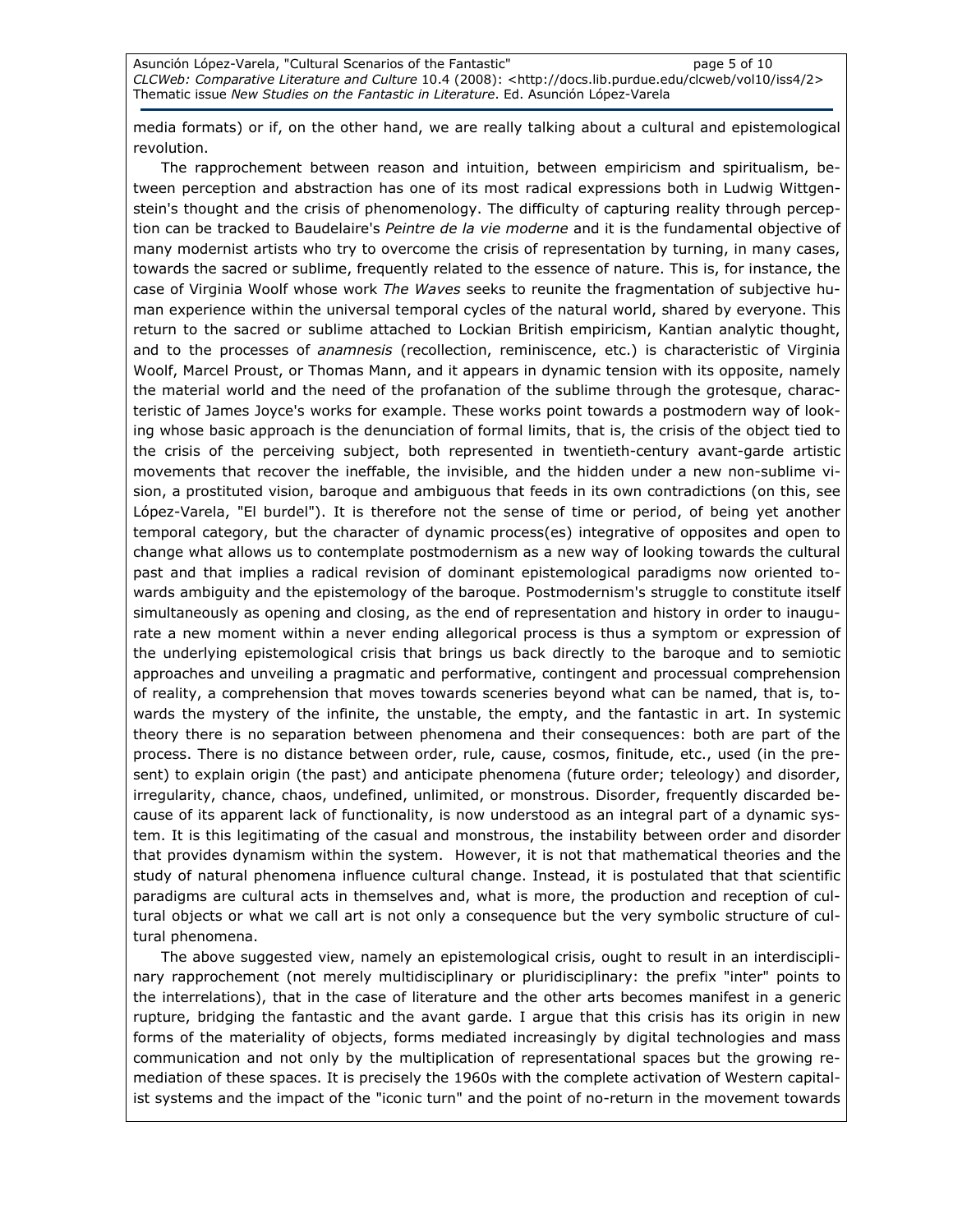media formats) or if, on the other hand, we are really talking about a cultural and epistemological revolution.

The rapprochement between reason and intuition, between empiricism and spiritualism, between perception and abstraction has one of its most radical expressions both in Ludwig Wittgenstein's thought and the crisis of phenomenology. The difficulty of capturing reality through perception can be tracked to Baudelaire's *Peintre de la vie moderne* and it is the fundamental objective of many modernist artists who try to overcome the crisis of representation by turning, in many cases, towards the sacred or sublime, frequently related to the essence of nature. This is, for instance, the case of Virginia Woolf whose work *The Waves* seeks to reunite the fragmentation of subjective human experience within the universal temporal cycles of the natural world, shared by everyone. This return to the sacred or sublime attached to Lockian British empiricism, Kantian analytic thought, and to the processes of *anamnesis* (recollection, reminiscence, etc.) is characteristic of Virginia Woolf, Marcel Proust, or Thomas Mann, and it appears in dynamic tension with its opposite, namely the material world and the need of the profanation of the sublime through the grotesque, characteristic of James Joyce's works for example. These works point towards a postmodern way of looking whose basic approach is the denunciation of formal limits, that is, the crisis of the object tied to the crisis of the perceiving subject, both represented in twentieth-century avant-garde artistic movements that recover the ineffable, the invisible, and the hidden under a new non-sublime vision, a prostituted vision, baroque and ambiguous that feeds in its own contradictions (on this, see López-Varela, "El burdel"). It is therefore not the sense of time or period, of being yet another temporal category, but the character of dynamic process(es) integrative of opposites and open to change what allows us to contemplate postmodernism as a new way of looking towards the cultural past and that implies a radical revision of dominant epistemological paradigms now oriented towards ambiguity and the epistemology of the baroque. Postmodernism's struggle to constitute itself simultaneously as opening and closing, as the end of representation and history in order to inaugurate a new moment within a never ending allegorical process is thus a symptom or expression of the underlying epistemological crisis that brings us back directly to the baroque and to semiotic approaches and unveiling a pragmatic and performative, contingent and processual comprehension of reality, a comprehension that moves towards sceneries beyond what can be named, that is, towards the mystery of the infinite, the unstable, the empty, and the fantastic in art. In systemic theory there is no separation between phenomena and their consequences: both are part of the process. There is no distance between order, rule, cause, cosmos, finitude, etc., used (in the present) to explain origin (the past) and anticipate phenomena (future order; teleology) and disorder, irregularity, chance, chaos, undefined, unlimited, or monstrous. Disorder, frequently discarded because of its apparent lack of functionality, is now understood as an integral part of a dynamic system. It is this legitimating of the casual and monstrous, the instability between order and disorder that provides dynamism within the system. However, it is not that mathematical theories and the study of natural phenomena influence cultural change. Instead, it is postulated that that scientific paradigms are cultural acts in themselves and, what is more, the production and reception of cultural objects or what we call art is not only a consequence but the very symbolic structure of cultural phenomena.

The above suggested view, namely an epistemological crisis, ought to result in an interdisciplinary rapprochement (not merely multidisciplinary or pluridisciplinary: the prefix "inter" points to the interrelations), that in the case of literature and the other arts becomes manifest in a generic rupture, bridging the fantastic and the avant garde. I argue that this crisis has its origin in new forms of the materiality of objects, forms mediated increasingly by digital technologies and mass communication and not only by the multiplication of representational spaces but the growing remediation of these spaces. It is precisely the 1960s with the complete activation of Western capitalist systems and the impact of the "iconic turn" and the point of no-return in the movement towards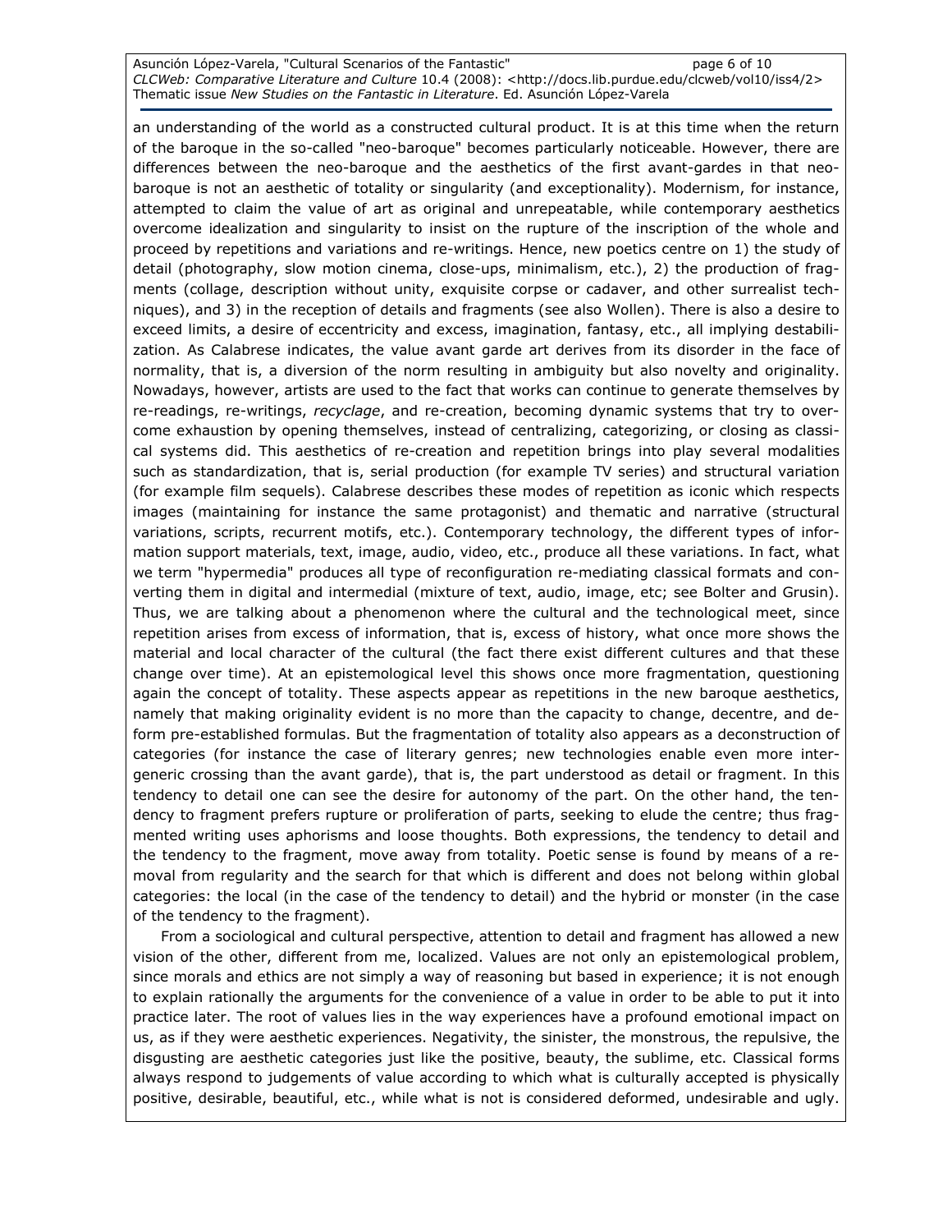an understanding of the world as a constructed cultural product. It is at this time when the return of the baroque in the so-called "neo-baroque" becomes particularly noticeable. However, there are differences between the neo-baroque and the aesthetics of the first avant-gardes in that neo-baroque is not an aesthetic of totality or singularity (and exceptionality). Modernism, for instance, attempted to claim the value of art as original and unrepeatable, while contemporary aesthetics overcome idealization and singularity to insist on the rupture of the inscription of the whole and proceed by repetitions and variations and re-writings. Hence, new poetics centre on 1) the study of detail (photography, slow motion cinema, close-ups, minimalism, etc.), 2) the production of fragments (collage, description without unity, exquisite corpse or cadaver, and other surrealist techniques), and 3) in the reception of details and fragments (see also Wollen). There is also a desire to exceed limits, a desire of eccentricity and excess, imagination, fantasy, etc., all implying destabilization. As Calabrese indicates, the value avant garde art derives from its disorder in the face of normality, that is, a diversion of the norm resulting in ambiguity but also novelty and originality. Nowadays, however, artists are used to the fact that works can continue to generate themselves by re-readings, re-writings, *recyclage*, and re-creation, becoming dynamic systems that try to overcome exhaustion by opening themselves, instead of centralizing, categorizing, or closing as classical systems did. This aesthetics of re-creation and repetition brings into play several modalities such as standardization, that is, serial production (for example TV series) and structural variation (for example film sequels). Calabrese describes these modes of repetition as iconic which respects images (maintaining for instance the same protagonist) and thematic and narrative (structural variations, scripts, recurrent motifs, etc.). Contemporary technology, the different types of information support materials, text, image, audio, video, etc., produce all these variations. In fact, what we term "hypermedia" produces all type of reconfiguration re-mediating classical formats and converting them in digital and intermedial (mixture of text, audio, image, etc; see Bolter and Grusin). Thus, we are talking about a phenomenon where the cultural and the technological meet, since repetition arises from excess of information, that is, excess of history, what once more shows the material and local character of the cultural (the fact there exist different cultures and that these change over time). At an epistemological level this shows once more fragmentation, questioning again the concept of totality. These aspects appear as repetitions in the new baroque aesthetics, namely that making originality evident is no more than the capacity to change, decentre, and deform pre-established formulas. But the fragmentation of totality also appears as a deconstruction of categories (for instance the case of literary genres; new technologies enable even more intergeneric crossing than the avant garde), that is, the part understood as detail or fragment. In this tendency to detail one can see the desire for autonomy of the part. On the other hand, the tendency to fragment prefers rupture or proliferation of parts, seeking to elude the centre; thus fragmented writing uses aphorisms and loose thoughts. Both expressions, the tendency to detail and the tendency to the fragment, move away from totality. Poetic sense is found by means of a removal from regularity and the search for that which is different and does not belong within global categories: the local (in the case of the tendency to detail) and the hybrid or monster (in the case of the tendency to the fragment).

From a sociological and cultural perspective, attention to detail and fragment has allowed a new vision of the other, different from me, localized. Values are not only an epistemological problem, since morals and ethics are not simply a way of reasoning but based in experience; it is not enough to explain rationally the arguments for the convenience of a value in order to be able to put it into practice later. The root of values lies in the way experiences have a profound emotional impact on us, as if they were aesthetic experiences. Negativity, the sinister, the monstrous, the repulsive, the disgusting are aesthetic categories just like the positive, beauty, the sublime, etc. Classical forms always respond to judgements of value according to which what is culturally accepted is physically positive, desirable, beautiful, etc., while what is not is considered deformed, undesirable and ugly.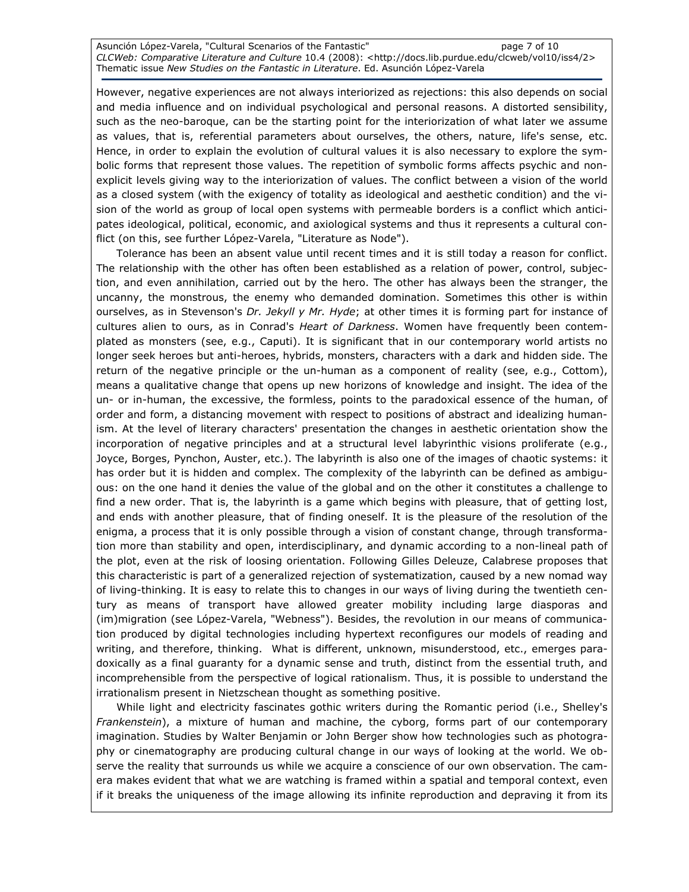However, negative experiences are not always interiorized as rejections: this also depends on social and media influence and on individual psychological and personal reasons. A distorted sensibility, such as the neo-baroque, can be the starting point for the interiorization of what later we assume as values, that is, referential parameters about ourselves, the others, nature, life's sense, etc. Hence, in order to explain the evolution of cultural values it is also necessary to explore the symbolic forms that represent those values. The repetition of symbolic forms affects psychic and non-explicit levels giving way to the interiorization of values. The conflict between a vision of the world as a closed system (with the exigency of totality as ideological and aesthetic condition) and the vision of the world as group of local open systems with permeable borders is a conflict which anticipates ideological, political, economic, and axiological systems and thus it represents a cultural conflict (on this, see further López-Varela, "Literature as Node").

Tolerance has been an absent value until recent times and it is still today a reason for conflict. The relationship with the other has often been established as a relation of power, control, subjection, and even annihilation, carried out by the hero. The other has always been the stranger, the uncanny, the monstrous, the enemy who demanded domination. Sometimes this other is within ourselves, as in Stevenson's *Dr. Jekyll y Mr. Hyde*; at other times it is forming part for instance of cultures alien to ours, as in Conrad's *Heart of Darkness*. Women have frequently been contemplated as monsters (see, e.g., Caputi). It is significant that in our contemporary world artists no longer seek heroes but anti-heroes, hybrids, monsters, characters with a dark and hidden side. The return of the negative principle or the un-human as a component of reality (see, e.g., Cottom), means a qualitative change that opens up new horizons of knowledge and insight. The idea of the un- or in-human, the excessive, the formless, points to the paradoxical essence of the human, of order and form, a distancing movement with respect to positions of abstract and idealizing humanism. At the level of literary characters' presentation the changes in aesthetic orientation show the incorporation of negative principles and at a structural level labyrinthic visions proliferate (e.g., Joyce, Borges, Pynchon, Auster, etc.). The labyrinth is also one of the images of chaotic systems: it has order but it is hidden and complex. The complexity of the labyrinth can be defined as ambiguous: on the one hand it denies the value of the global and on the other it constitutes a challenge to find a new order. That is, the labyrinth is a game which begins with pleasure, that of getting lost, and ends with another pleasure, that of finding oneself. It is the pleasure of the resolution of the enigma, a process that it is only possible through a vision of constant change, through transformation more than stability and open, interdisciplinary, and dynamic according to a non-lineal path of the plot, even at the risk of loosing orientation. Following Gilles Deleuze, Calabrese proposes that this characteristic is part of a generalized rejection of systematization, caused by a new nomad way of living-thinking. It is easy to relate this to changes in our ways of living during the twentieth century as means of transport have allowed greater mobility including large diasporas and (im)migration (see López-Varela, "Webness"). Besides, the revolution in our means of communication produced by digital technologies including hypertext reconfigures our models of reading and writing, and therefore, thinking. What is different, unknown, misunderstood, etc., emerges paradoxically as a final guaranty for a dynamic sense and truth, distinct from the essential truth, and incomprehensible from the perspective of logical rationalism. Thus, it is possible to understand the irrationalism present in Nietzschean thought as something positive.

While light and electricity fascinates gothic writers during the Romantic period (i.e., Shelley's *Frankenstein*), a mixture of human and machine, the cyborg, forms part of our contemporary imagination. Studies by Walter Benjamin or John Berger show how technologies such as photography or cinematography are producing cultural change in our ways of looking at the world. We observe the reality that surrounds us while we acquire a conscience of our own observation. The camera makes evident that what we are watching is framed within a spatial and temporal context, even if it breaks the uniqueness of the image allowing its infinite reproduction and depraving it from its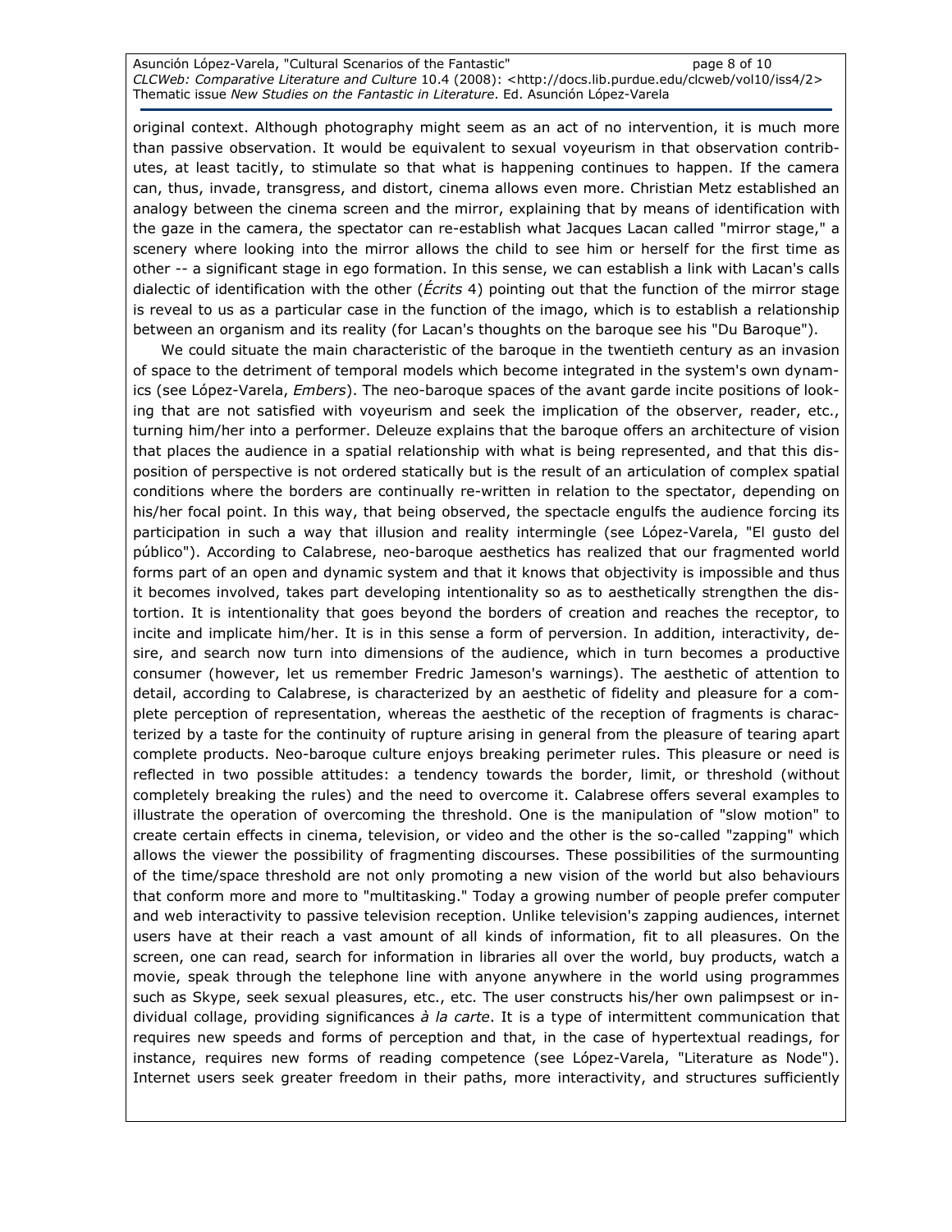original context. Although photography might seem as an act of no intervention, it is much more than passive observation. It would be equivalent to sexual voyeurism in that observation contributes, at least tacitly, to stimulate so that what is happening continues to happen. If the camera can, thus, invade, transgress, and distort, cinema allows even more. Christian Metz established an analogy between the cinema screen and the mirror, explaining that by means of identification with the gaze in the camera, the spectator can re-establish what Jacques Lacan called "mirror stage," a scenery where looking into the mirror allows the child to see him or herself for the first time as other -- a significant stage in ego formation. In this sense, we can establish a link with Lacan's calls dialectic of identification with the other (*Écrits* 4) pointing out that the function of the mirror stage is reveal to us as a particular case in the function of the imago, which is to establish a relationship between an organism and its reality (for Lacan's thoughts on the baroque see his "Du Baroque").

We could situate the main characteristic of the baroque in the twentieth century as an invasion of space to the detriment of temporal models which become integrated in the system's own dynamics (see López-Varela, *Embers*). The neo-baroque spaces of the avant garde incite positions of looking that are not satisfied with voyeurism and seek the implication of the observer, reader, etc., turning him/her into a performer. Deleuze explains that the baroque offers an architecture of vision that places the audience in a spatial relationship with what is being represented, and that this disposition of perspective is not ordered statically but is the result of an articulation of complex spatial conditions where the borders are continually re-written in relation to the spectator, depending on his/her focal point. In this way, that being observed, the spectacle engulfs the audience forcing its participation in such a way that illusion and reality intermingle (see López-Varela, "El gusto del público"). According to Calabrese, neo-baroque aesthetics has realized that our fragmented world forms part of an open and dynamic system and that it knows that objectivity is impossible and thus it becomes involved, takes part developing intentionality so as to aesthetically strengthen the distortion. It is intentionality that goes beyond the borders of creation and reaches the receptor, to incite and implicate him/her. It is in this sense a form of perversion. In addition, interactivity, desire, and search now turn into dimensions of the audience, which in turn becomes a productive consumer (however, let us remember Fredric Jameson's warnings). The aesthetic of attention to detail, according to Calabrese, is characterized by an aesthetic of fidelity and pleasure for a complete perception of representation, whereas the aesthetic of the reception of fragments is characterized by a taste for the continuity of rupture arising in general from the pleasure of tearing apart complete products. Neo-baroque culture enjoys breaking perimeter rules. This pleasure or need is reflected in two possible attitudes: a tendency towards the border, limit, or threshold (without completely breaking the rules) and the need to overcome it. Calabrese offers several examples to illustrate the operation of overcoming the threshold. One is the manipulation of "slow motion" to create certain effects in cinema, television, or video and the other is the so-called "zapping" which allows the viewer the possibility of fragmenting discourses. These possibilities of the surmounting of the time/space threshold are not only promoting a new vision of the world but also behaviours that conform more and more to "multitasking." Today a growing number of people prefer computer and web interactivity to passive television reception. Unlike television's zapping audiences, internet users have at their reach a vast amount of all kinds of information, fit to all pleasures. On the screen, one can read, search for information in libraries all over the world, buy products, watch a movie, speak through the telephone line with anyone anywhere in the world using programmes such as Skype, seek sexual pleasures, etc., etc. The user constructs his/her own palimpsest or individual collage, providing significances *à la carte*. It is a type of intermittent communication that requires new speeds and forms of perception and that, in the case of hypertextual readings, for instance, requires new forms of reading competence (see López-Varela, "Literature as Node"). Internet users seek greater freedom in their paths, more interactivity, and structures sufficiently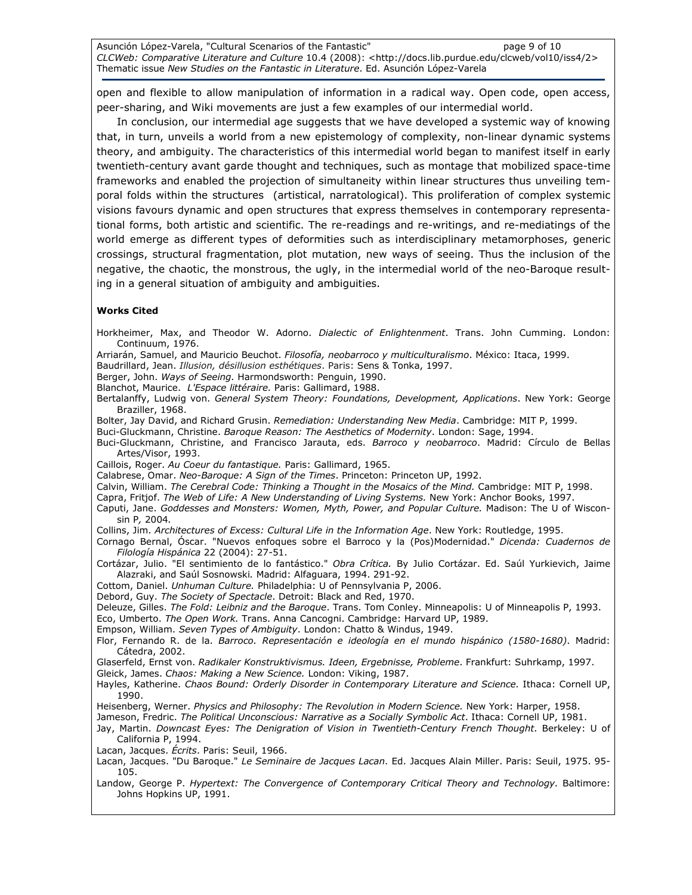open and flexible to allow manipulation of information in a radical way. Open code, open access, peer-sharing, and Wiki movements are just a few examples of our intermedial world.

In conclusion, our intermedial age suggests that we have developed a systemic way of knowing that, in turn, unveils a world from a new epistemology of complexity, non-linear dynamic systems theory, and ambiguity. The characteristics of this intermedial world began to manifest itself in early twentieth-century avant garde thought and techniques, such as montage that mobilized space-time frameworks and enabled the projection of simultaneity within linear structures thus unveiling temporal folds within the structures (artistical, narratological). This proliferation of complex systemic visions favours dynamic and open structures that express themselves in contemporary representational forms, both artistic and scientific. The re-readings and re-writings, and re-mediatings of the world emerge as different types of deformities such as interdisciplinary metamorphoses, generic crossings, structural fragmentation, plot mutation, new ways of seeing. Thus the inclusion of the negative, the chaotic, the monstrous, the ugly, in the intermedial world of the neo-Baroque resulting in a general situation of ambiguity and ambiguities.

**Works Cited**

Horkheimer, Max, and Theodor W. Adorno. *Dialectic of Enlightenment*. Trans. John Cumming. London: Continuum, 1976.

Arriarán, Samuel, and Mauricio Beuchot. *Filosofía, neobarroco y multiculturalismo*. México: Itaca, 1999.

Baudrillard, Jean. *Illusion, désillusion esthétiques*. Paris: Sens & Tonka, 1997.

Berger, John. *Ways of Seeing*. Harmondsworth: Penguin, 1990.

Blanchot, Maurice. *L'Espace littéraire.* Paris: Gallimard, 1988.

Bertalanffy, Ludwig von. *General System Theory: Foundations, Development, Applications*. New York: George Braziller, 1968.

Bolter, Jay David, and Richard Grusin. *Remediation: Understanding New Media*. Cambridge: MIT P, 1999.

Buci-Gluckmann, Christine. *Baroque Reason: The Aesthetics of Modernity*. London: Sage, 1994.

Buci-Gluckmann, Christine, and Francisco Jarauta, eds. *Barroco y neobarroco*. Madrid: Círculo de Bellas Artes/Visor, 1993.

Caillois, Roger. *Au Coeur du fantastique.* Paris: Gallimard, 1965.

Calabrese, Omar. *Neo-Baroque: A Sign of the Times*. Princeton: Princeton UP, 1992.

Calvin, William. *The Cerebral Code: Thinking a Thought in the Mosaics of the Mind.* Cambridge: MIT P, 1998.

Capra, Fritjof. *The Web of Life: A New Understanding of Living Systems.* New York: Anchor Books, 1997.

Caputi, Jane. *Goddesses and Monsters: Women, Myth, Power, and Popular Culture.* Madison: The U of Wisconsin P, 2004.

Collins, Jim. *Architectures of Excess: Cultural Life in the Information Age*. New York: Routledge, 1995.

Cornago Bernal, Óscar. "Nuevos enfoques sobre el Barroco y la (Pos)Modernidad." *Dicenda: Cuadernos de Filología Hispánica* 22 (2004): 27-51.

Cortázar, Julio. "El sentimiento de lo fantástico." *Obra Crítica.* By Julio Cortázar. Ed. Saúl Yurkievich, Jaime Alazraki, and Saúl Sosnowski. Madrid: Alfaguara, 1994. 291-92.

Cottom, Daniel. *Unhuman Culture.* Philadelphia: U of Pennsylvania P, 2006.

Debord, Guy. *The Society of Spectacle*. Detroit: Black and Red, 1970.

Deleuze, Gilles. *The Fold: Leibniz and the Baroque*. Trans. Tom Conley. Minneapolis: U of Minneapolis P, 1993.

Eco, Umberto. *The Open Work.* Trans. Anna Cancogni. Cambridge: Harvard UP, 1989.

Empson, William. *Seven Types of Ambiguity*. London: Chatto & Windus, 1949.

Flor, Fernando R. de la. *Barroco. Representación e ideología en el mundo hispánico (1580-1680)*. Madrid: Cátedra, 2002.

Glaserfeld, Ernst von. *Radikaler Konstruktivismus. Ideen, Ergebnisse, Probleme*. Frankfurt: Suhrkamp, 1997.

Gleick, James. *Chaos: Making a New Science.* London: Viking, 1987.

Hayles, Katherine. *Chaos Bound: Orderly Disorder in Contemporary Literature and Science.* Ithaca: Cornell UP, 1990.

Heisenberg, Werner. *Physics and Philosophy: The Revolution in Modern Science.* New York: Harper, 1958.

Jameson, Fredric. *The Political Unconscious: Narrative as a Socially Symbolic Act*. Ithaca: Cornell UP, 1981.

Jay, Martin. *Downcast Eyes: The Denigration of Vision in Twentieth-Century French Thought*. Berkeley: U of California P, 1994.

Lacan, Jacques. *Écrits*. Paris: Seuil, 1966.

Lacan, Jacques. "Du Baroque." *Le Seminaire de Jacques Lacan*. Ed. Jacques Alain Miller. Paris: Seuil, 1975. 95-105.

Landow, George P. *Hypertext: The Convergence of Contemporary Critical Theory and Technology.* Baltimore: Johns Hopkins UP, 1991.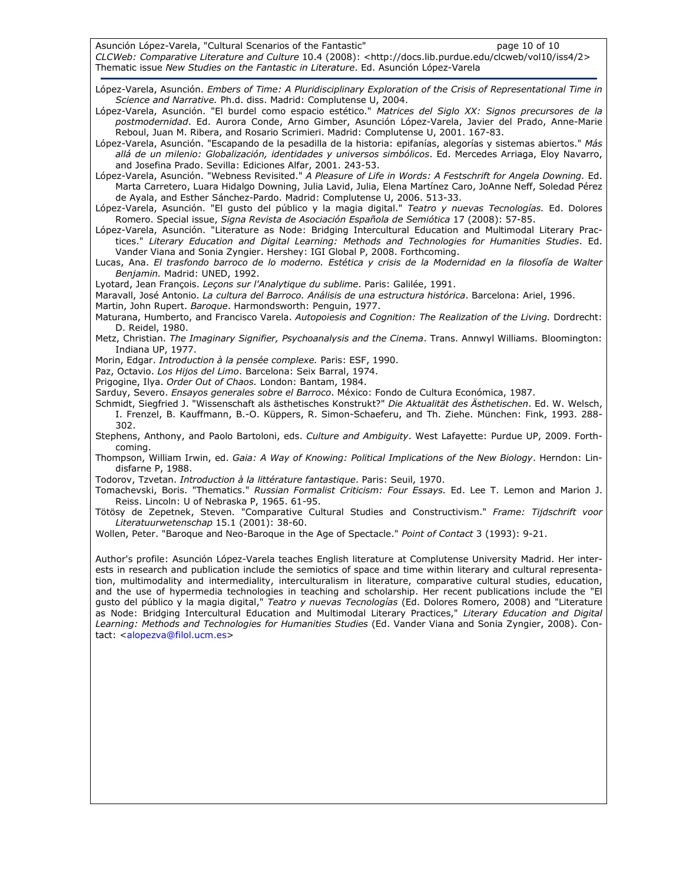López-Varela, Asunción. *Embers of Time: A Pluridisciplinary Exploration of the Crisis of Representational Time in Science and Narrative.* Ph.d. diss. Madrid: Complutense U, 2004.

López-Varela, Asunción. "El burdel como espacio estético." *Matrices del Siglo XX: Signos precursores de la postmodernidad*. Ed. Aurora Conde, Arno Gimber, Asunción López-Varela, Javier del Prado, Anne-Marie Reboul, Juan M. Ribera, and Rosario Scrimieri. Madrid: Complutense U, 2001. 167-83.

López-Varela, Asunción. "Escapando de la pesadilla de la historia: epifanías, alegorías y sistemas abiertos." *Más allá de un milenio: Globalización, identidades y universos simbólicos*. Ed. Mercedes Arriaga, Eloy Navarro, and Josefina Prado. Sevilla: Ediciones Alfar, 2001. 243-53.

López-Varela, Asunción. "Webness Revisited." *A Pleasure of Life in Words: A Festschrift for Angela Downing.* Ed. Marta Carretero, Luara Hidalgo Downing, Julia Lavid, Julia, Elena Martínez Caro, JoAnne Neff, Soledad Pérez de Ayala, and Esther Sánchez-Pardo. Madrid: Complutense U, 2006. 513-33.

López-Varela, Asunción. "El gusto del público y la magia digital." *Teatro y nuevas Tecnologías.* Ed. Dolores Romero. Special issue, *Signa Revista de Asociación Española de Semiótica* 17 (2008): 57-85.

López-Varela, Asunción. "Literature as Node: Bridging Intercultural Education and Multimodal Literary Practices." *Literary Education and Digital Learning: Methods and Technologies for Humanities Studies*. Ed. Vander Viana and Sonia Zyngier. Hershey: IGI Global P, 2008. Forthcoming.

Lucas, Ana. *El trasfondo barroco de lo moderno. Estética y crisis de la Modernidad en la filosofía de Walter Benjamin.* Madrid: UNED, 1992.

Lyotard, Jean François. *Leçons sur l'Analytique du sublime*. Paris: Galilée, 1991.

Maravall, José Antonio. *La cultura del Barroco. Análisis de una estructura histórica*. Barcelona: Ariel, 1996.

Martin, John Rupert. *Baroque*. Harmondsworth: Penguin, 1977.

Maturana, Humberto, and Francisco Varela. *Autopoiesis and Cognition: The Realization of the Living.* Dordrecht: D. Reidel, 1980.

Metz, Christian. *The Imaginary Signifier, Psychoanalysis and the Cinema*. Trans. Annwyl Williams. Bloomington: Indiana UP, 1977.

Morin, Edgar. *Introduction à la pensée complexe.* Paris: ESF, 1990.

Paz, Octavio. *Los Hijos del Limo*. Barcelona: Seix Barral, 1974.

Prigogine, Ilya. *Order Out of Chaos.* London: Bantam, 1984.

Sarduy, Severo. *Ensayos generales sobre el Barroco*. México: Fondo de Cultura Económica, 1987.

Schmidt, Siegfried J. "Wissenschaft als ästhetisches Konstrukt?" *Die Aktualität des Ästhetischen*. Ed. W. Welsch, I. Frenzel, B. Kauffmann, B.-O. Küppers, R. Simon-Schaeferu, and Th. Ziehe. München: Fink, 1993. 288-302.

Stephens, Anthony, and Paolo Bartoloni, eds. *Culture and Ambiguity*. West Lafayette: Purdue UP, 2009. Forthcoming.

Thompson, William Irwin, ed. *Gaia: A Way of Knowing: Political Implications of the New Biology*. Herndon: Lindisfarne P, 1988.

Todorov, Tzvetan. *Introduction à la littérature fantastique*. Paris: Seuil, 1970.

Tomachevski, Boris. "Thematics." *Russian Formalist Criticism: Four Essays.* Ed. Lee T. Lemon and Marion J. Reiss. Lincoln: U of Nebraska P, 1965. 61-95.

Tötösy de Zepetnek, Steven. "Comparative Cultural Studies and Constructivism." *Frame: Tijdschrift voor Literatuurwetenschap* 15.1 (2001): 38-60.

Wollen, Peter. "Baroque and Neo-Baroque in the Age of Spectacle." *Point of Contact* 3 (1993): 9-21.

Author's profile: Asunción López-Varela teaches English literature at Complutense University Madrid. Her interests in research and publication include the semiotics of space and time within literary and cultural representation, multimodality and intermediality, interculturalism in literature, comparative cultural studies, education, and the use of hypermedia technologies in teaching and scholarship. Her recent publications include the "El gusto del público y la magia digital," *Teatro y nuevas Tecnologías* (Ed. Dolores Romero, 2008) and "Literature as Node: Bridging Intercultural Education and Multimodal Literary Practices," *Literary Education and Digital Learning: Methods and Technologies for Humanities Studies* (Ed. Vander Viana and Sonia Zyngier, 2008). Contact: <alopezva@filol.ucm.es>